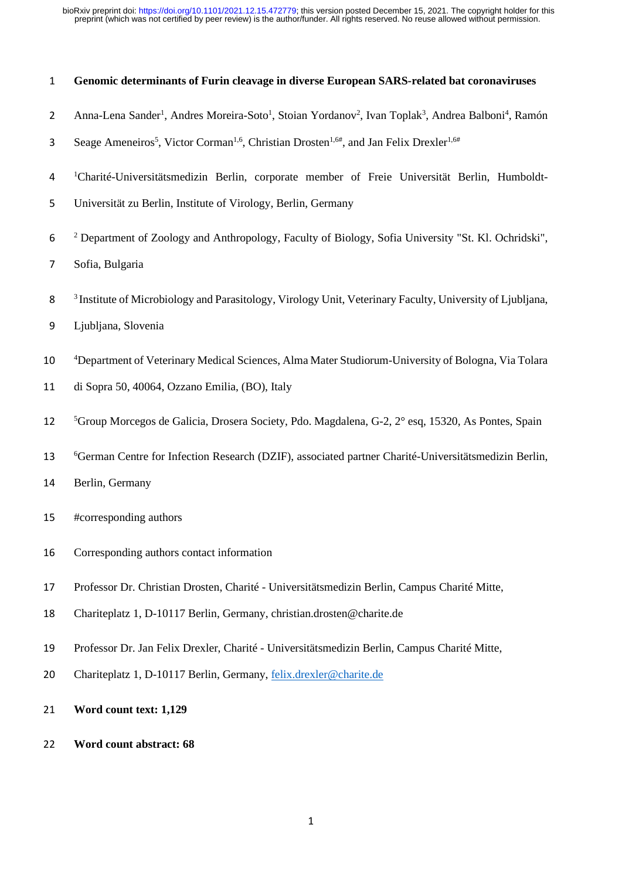# Genomic determinants of Furin cleavage in diverse European SARS-related bat coronaviruses

Anna-Lena Sander[1], Andres Moreira-Soto[1], Stoian Yordanov[2], Ivan Toplak[3], Andrea Balboni[4], Ramón Seage Ameneiros[5], Victor Corman[1,6], Christian Drosten[1,6#], and Jan Felix Drexler[1,6#]

[1]Charité-Universitätsmedizin Berlin, corporate member of Freie Universität Berlin, Humboldt-Universität zu Berlin, Institute of Virology, Berlin, Germany

[2] Department of Zoology and Anthropology, Faculty of Biology, Sofia University "St. Kl. Ochridski", Sofia, Bulgaria

[3] Institute of Microbiology and Parasitology, Virology Unit, Veterinary Faculty, University of Ljubljana, Ljubljana, Slovenia

[4]Department of Veterinary Medical Sciences, Alma Mater Studiorum-University of Bologna, Via Tolara di Sopra 50, 40064, Ozzano Emilia, (BO), Italy

[5]Group Morcegos de Galicia, Drosera Society, Pdo. Magdalena, G-2, 2° esq, 15320, As Pontes, Spain

[6]German Centre for Infection Research (DZIF), associated partner Charité-Universitätsmedizin Berlin, Berlin, Germany

#corresponding authors

Corresponding authors contact information

Professor Dr. Christian Drosten, Charité - Universitätsmedizin Berlin, Campus Charité Mitte, Chariteplatz 1, D-10117 Berlin, Germany, christian.drosten@charite.de

Professor Dr. Jan Felix Drexler, Charité - Universitätsmedizin Berlin, Campus Charité Mitte, Chariteplatz 1, D-10117 Berlin, Germany, felix.drexler@charite.de

**Word count text: 1,129**

**Word count abstract: 68**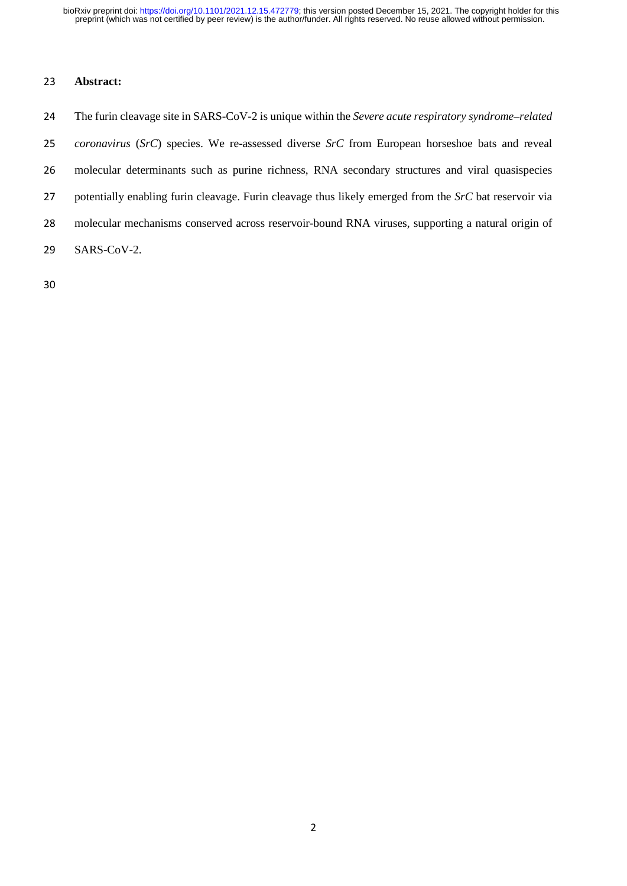## Abstract:

The furin cleavage site in SARS-CoV-2 is unique within the *Severe acute respiratory syndrome–related coronavirus* (*SrC*) species. We re-assessed diverse *SrC* from European horseshoe bats and reveal molecular determinants such as purine richness, RNA secondary structures and viral quasispecies potentially enabling furin cleavage. Furin cleavage thus likely emerged from the *SrC* bat reservoir via molecular mechanisms conserved across reservoir-bound RNA viruses, supporting a natural origin of SARS-CoV-2.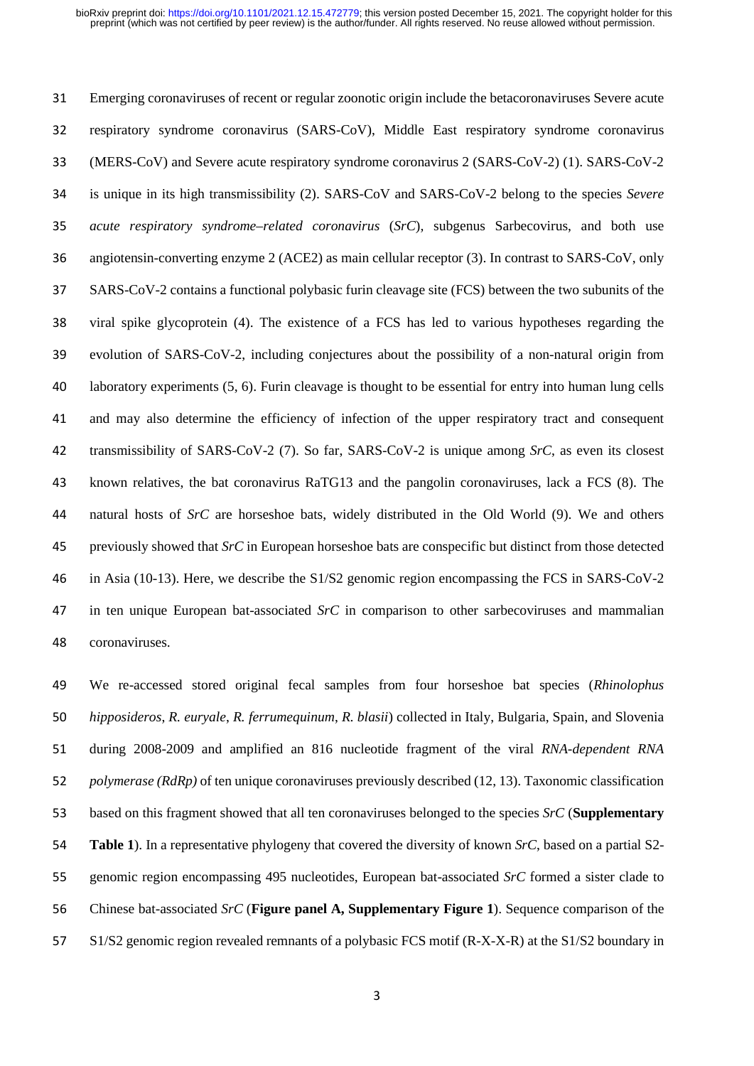Emerging coronaviruses of recent or regular zoonotic origin include the betacoronaviruses Severe acute respiratory syndrome coronavirus (SARS-CoV), Middle East respiratory syndrome coronavirus (MERS-CoV) and Severe acute respiratory syndrome coronavirus 2 (SARS-CoV-2) (1). SARS-CoV-2 is unique in its high transmissibility (2). SARS-CoV and SARS-CoV-2 belong to the species *Severe acute respiratory syndrome–related coronavirus* (*SrC*), subgenus Sarbecovirus, and both use angiotensin-converting enzyme 2 (ACE2) as main cellular receptor (3). In contrast to SARS-CoV, only SARS-CoV-2 contains a functional polybasic furin cleavage site (FCS) between the two subunits of the viral spike glycoprotein (4). The existence of a FCS has led to various hypotheses regarding the evolution of SARS-CoV-2, including conjectures about the possibility of a non-natural origin from laboratory experiments (5, 6). Furin cleavage is thought to be essential for entry into human lung cells and may also determine the efficiency of infection of the upper respiratory tract and consequent transmissibility of SARS-CoV-2 (7). So far, SARS-CoV-2 is unique among *SrC*, as even its closest known relatives, the bat coronavirus RaTG13 and the pangolin coronaviruses, lack a FCS (8). The natural hosts of *SrC* are horseshoe bats, widely distributed in the Old World (9). We and others previously showed that *SrC* in European horseshoe bats are conspecific but distinct from those detected in Asia (10-13). Here, we describe the S1/S2 genomic region encompassing the FCS in SARS-CoV-2 in ten unique European bat-associated *SrC* in comparison to other sarbecoviruses and mammalian coronaviruses.

We re-accessed stored original fecal samples from four horseshoe bat species (*Rhinolophus hipposideros*, *R. euryale*, *R. ferrumequinum*, *R. blasii*) collected in Italy, Bulgaria, Spain, and Slovenia during 2008-2009 and amplified an 816 nucleotide fragment of the viral *RNA-dependent RNA polymerase (RdRp)* of ten unique coronaviruses previously described (12, 13). Taxonomic classification based on this fragment showed that all ten coronaviruses belonged to the species *SrC* (**Supplementary Table 1**). In a representative phylogeny that covered the diversity of known *SrC*, based on a partial S2-genomic region encompassing 495 nucleotides, European bat-associated *SrC* formed a sister clade to Chinese bat-associated *SrC* (**Figure panel A, Supplementary Figure 1**). Sequence comparison of the S1/S2 genomic region revealed remnants of a polybasic FCS motif (R-X-X-R) at the S1/S2 boundary in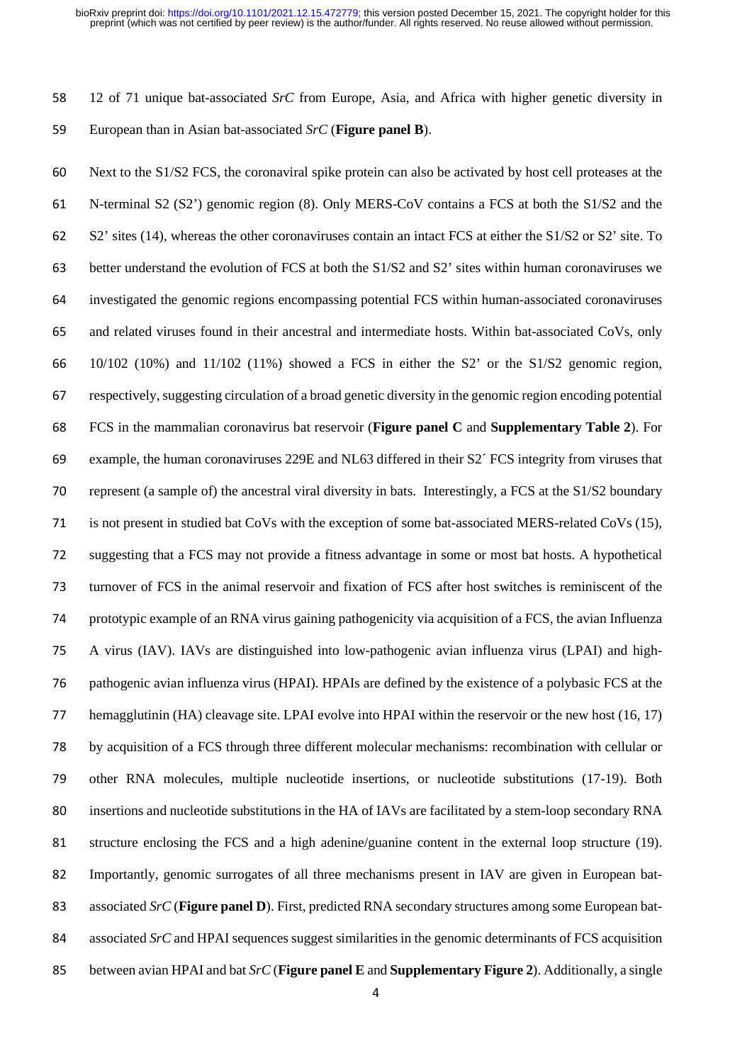12 of 71 unique bat-associated *SrC* from Europe, Asia, and Africa with higher genetic diversity in European than in Asian bat-associated *SrC* (**Figure panel B**).

Next to the S1/S2 FCS, the coronaviral spike protein can also be activated by host cell proteases at the N-terminal S2 (S2') genomic region (8). Only MERS-CoV contains a FCS at both the S1/S2 and the S2' sites (14), whereas the other coronaviruses contain an intact FCS at either the S1/S2 or S2' site. To better understand the evolution of FCS at both the S1/S2 and S2' sites within human coronaviruses we investigated the genomic regions encompassing potential FCS within human-associated coronaviruses and related viruses found in their ancestral and intermediate hosts. Within bat-associated CoVs, only 10/102 (10%) and 11/102 (11%) showed a FCS in either the S2' or the S1/S2 genomic region, respectively, suggesting circulation of a broad genetic diversity in the genomic region encoding potential FCS in the mammalian coronavirus bat reservoir (**Figure panel C** and **Supplementary Table 2**). For example, the human coronaviruses 229E and NL63 differed in their S2´ FCS integrity from viruses that represent (a sample of) the ancestral viral diversity in bats. Interestingly, a FCS at the S1/S2 boundary is not present in studied bat CoVs with the exception of some bat-associated MERS-related CoVs (15), suggesting that a FCS may not provide a fitness advantage in some or most bat hosts. A hypothetical turnover of FCS in the animal reservoir and fixation of FCS after host switches is reminiscent of the prototypic example of an RNA virus gaining pathogenicity via acquisition of a FCS, the avian Influenza A virus (IAV). IAVs are distinguished into low-pathogenic avian influenza virus (LPAI) and high-pathogenic avian influenza virus (HPAI). HPAIs are defined by the existence of a polybasic FCS at the hemagglutinin (HA) cleavage site. LPAI evolve into HPAI within the reservoir or the new host (16, 17) by acquisition of a FCS through three different molecular mechanisms: recombination with cellular or other RNA molecules, multiple nucleotide insertions, or nucleotide substitutions (17-19). Both insertions and nucleotide substitutions in the HA of IAVs are facilitated by a stem-loop secondary RNA structure enclosing the FCS and a high adenine/guanine content in the external loop structure (19). Importantly, genomic surrogates of all three mechanisms present in IAV are given in European bat-associated *SrC* (**Figure panel D**). First, predicted RNA secondary structures among some European bat-associated *SrC* and HPAI sequences suggest similarities in the genomic determinants of FCS acquisition between avian HPAI and bat *SrC* (**Figure panel E** and **Supplementary Figure 2**). Additionally, a single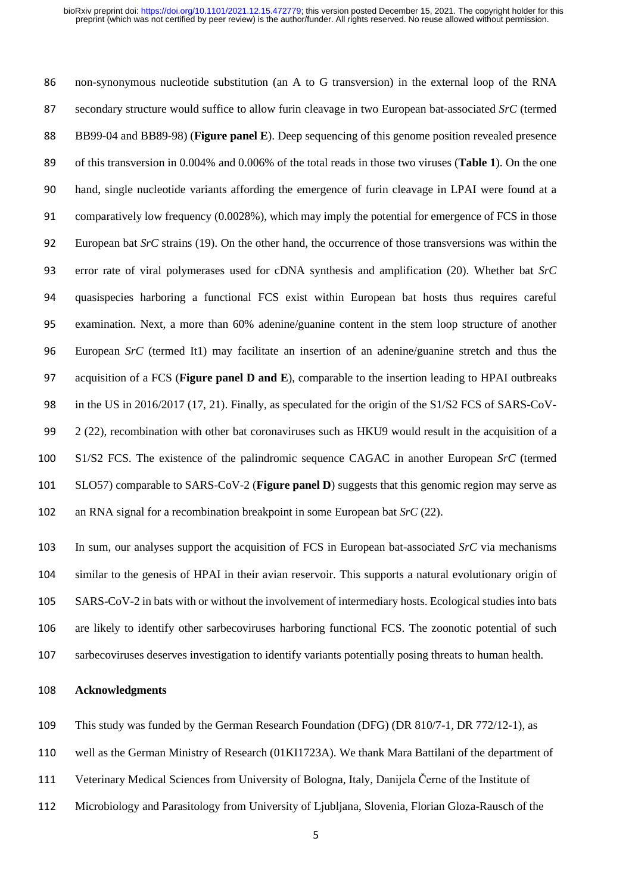non-synonymous nucleotide substitution (an A to G transversion) in the external loop of the RNA secondary structure would suffice to allow furin cleavage in two European bat-associated *SrC* (termed BB99-04 and BB89-98) (**Figure panel E**). Deep sequencing of this genome position revealed presence of this transversion in 0.004% and 0.006% of the total reads in those two viruses (**Table 1**). On the one hand, single nucleotide variants affording the emergence of furin cleavage in LPAI were found at a comparatively low frequency (0.0028%), which may imply the potential for emergence of FCS in those European bat *SrC* strains (19). On the other hand, the occurrence of those transversions was within the error rate of viral polymerases used for cDNA synthesis and amplification (20). Whether bat *SrC* quasispecies harboring a functional FCS exist within European bat hosts thus requires careful examination. Next, a more than 60% adenine/guanine content in the stem loop structure of another European *SrC* (termed It1) may facilitate an insertion of an adenine/guanine stretch and thus the acquisition of a FCS (**Figure panel D and E**), comparable to the insertion leading to HPAI outbreaks in the US in 2016/2017 (17, 21). Finally, as speculated for the origin of the S1/S2 FCS of SARS-CoV-2 (22), recombination with other bat coronaviruses such as HKU9 would result in the acquisition of a S1/S2 FCS. The existence of the palindromic sequence CAGAC in another European *SrC* (termed SLO57) comparable to SARS-CoV-2 (**Figure panel D**) suggests that this genomic region may serve as an RNA signal for a recombination breakpoint in some European bat *SrC* (22).

In sum, our analyses support the acquisition of FCS in European bat-associated *SrC* via mechanisms similar to the genesis of HPAI in their avian reservoir. This supports a natural evolutionary origin of SARS-CoV-2 in bats with or without the involvement of intermediary hosts. Ecological studies into bats are likely to identify other sarbecoviruses harboring functional FCS. The zoonotic potential of such sarbecoviruses deserves investigation to identify variants potentially posing threats to human health.

## Acknowledgments

This study was funded by the German Research Foundation (DFG) (DR 810/7-1, DR 772/12-1), as well as the German Ministry of Research (01KI1723A). We thank Mara Battilani of the department of Veterinary Medical Sciences from University of Bologna, Italy, Danijela Černe of the Institute of Microbiology and Parasitology from University of Ljubljana, Slovenia, Florian Gloza-Rausch of the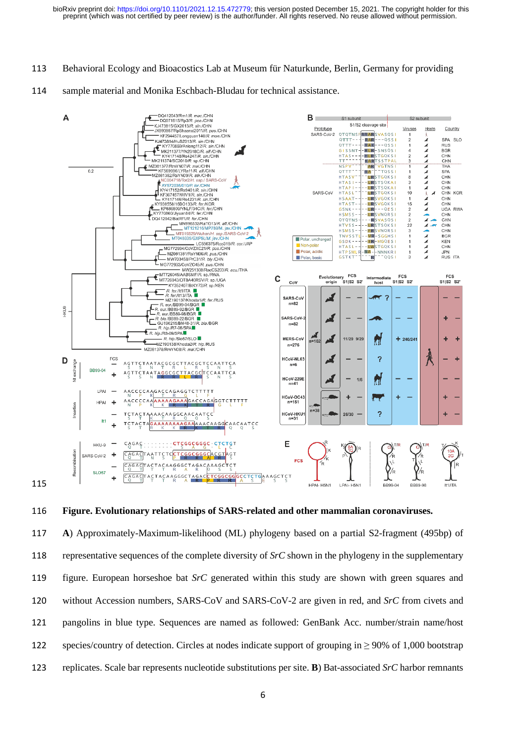Behavioral Ecology and Bioacostics Lab at Museum für Naturkunde, Berlin, Germany for providing sample material and Monika Eschbach-Bludau for technical assistance.

**Figure. Evolutionary relationships of SARS-related and other mammalian coronaviruses.**

**A**) Approximately-Maximum-likelihood (ML) phylogeny based on a partial S2-fragment (495bp) of representative sequences of the complete diversity of *SrC* shown in the phylogeny in the supplementary figure. European horseshoe bat *SrC* generated within this study are shown with green squares and without Accession numbers, SARS-CoV and SARS-CoV-2 are given in red, and *SrC* from civets and pangolins in blue type. Sequences are named as followed: GenBank Acc. number/strain name/host species/country of detection. Circles at nodes indicate support of grouping in ≥ 90% of 1,000 bootstrap replicates. Scale bar represents nucleotide substitutions per site. **B**) Bat-associated *SrC* harbor remnants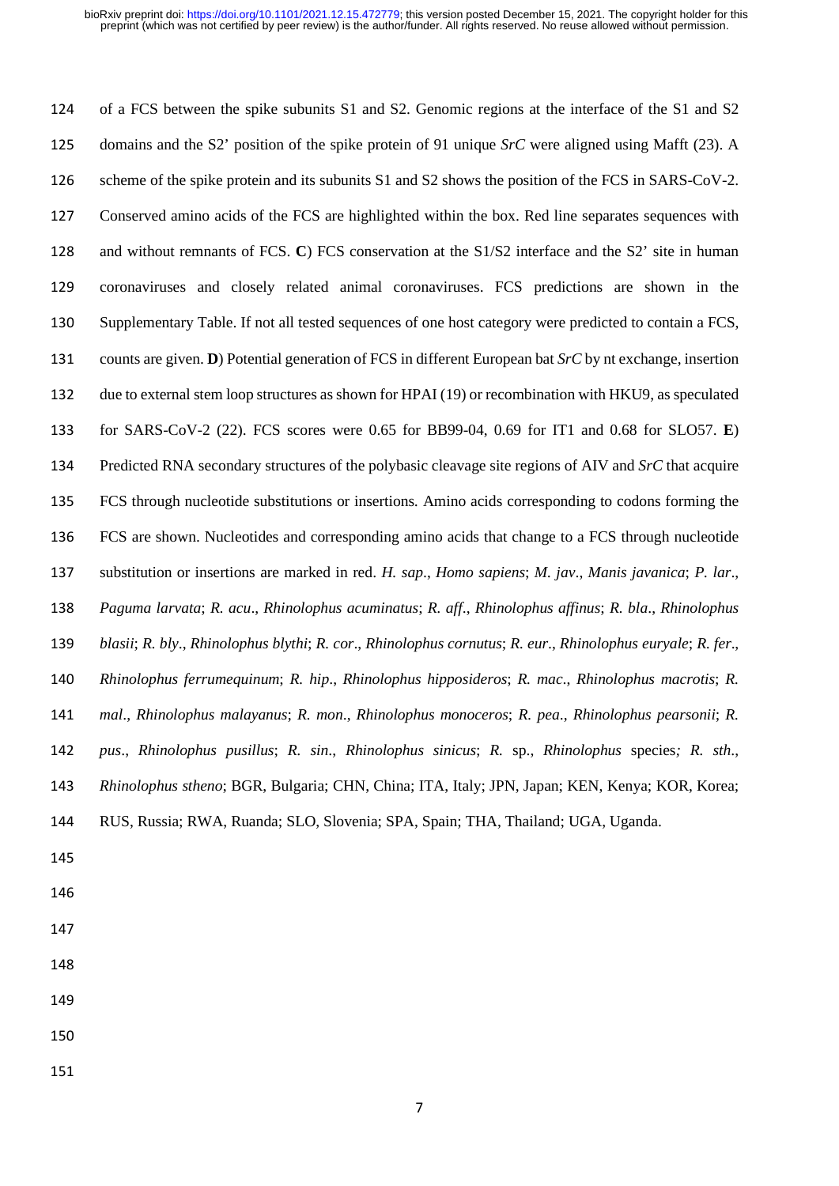of a FCS between the spike subunits S1 and S2. Genomic regions at the interface of the S1 and S2 domains and the S2' position of the spike protein of 91 unique *SrC* were aligned using Mafft (23). A scheme of the spike protein and its subunits S1 and S2 shows the position of the FCS in SARS-CoV-2. Conserved amino acids of the FCS are highlighted within the box. Red line separates sequences with and without remnants of FCS. **C**) FCS conservation at the S1/S2 interface and the S2' site in human coronaviruses and closely related animal coronaviruses. FCS predictions are shown in the Supplementary Table. If not all tested sequences of one host category were predicted to contain a FCS, counts are given. **D**) Potential generation of FCS in different European bat *SrC* by nt exchange, insertion due to external stem loop structures as shown for HPAI (19) or recombination with HKU9, as speculated for SARS-CoV-2 (22). FCS scores were 0.65 for BB99-04, 0.69 for IT1 and 0.68 for SLO57. **E**) Predicted RNA secondary structures of the polybasic cleavage site regions of AIV and *SrC* that acquire FCS through nucleotide substitutions or insertions. Amino acids corresponding to codons forming the FCS are shown. Nucleotides and corresponding amino acids that change to a FCS through nucleotide substitution or insertions are marked in red. *H. sap*., *Homo sapiens*; *M. jav*., *Manis javanica*; *P. lar*., *Paguma larvata*; *R. acu*., *Rhinolophus acuminatus*; *R. aff*., *Rhinolophus affinus*; *R. bla*., *Rhinolophus blasii*; *R. bly*., *Rhinolophus blythi*; *R. cor*., *Rhinolophus cornutus*; *R. eur*., *Rhinolophus euryale*; *R. fer*., *Rhinolophus ferrumequinum*; *R. hip*., *Rhinolophus hipposideros*; *R. mac*., *Rhinolophus macrotis*; *R. mal*., *Rhinolophus malayanus*; *R. mon*., *Rhinolophus monoceros*; *R. pea*., *Rhinolophus pearsonii*; *R. pus*., *Rhinolophus pusillus*; *R. sin*., *Rhinolophus sinicus*; *R.* sp., *Rhinolophus* species*; R. sth*., *Rhinolophus stheno*; BGR, Bulgaria; CHN, China; ITA, Italy; JPN, Japan; KEN, Kenya; KOR, Korea; RUS, Russia; RWA, Ruanda; SLO, Slovenia; SPA, Spain; THA, Thailand; UGA, Uganda.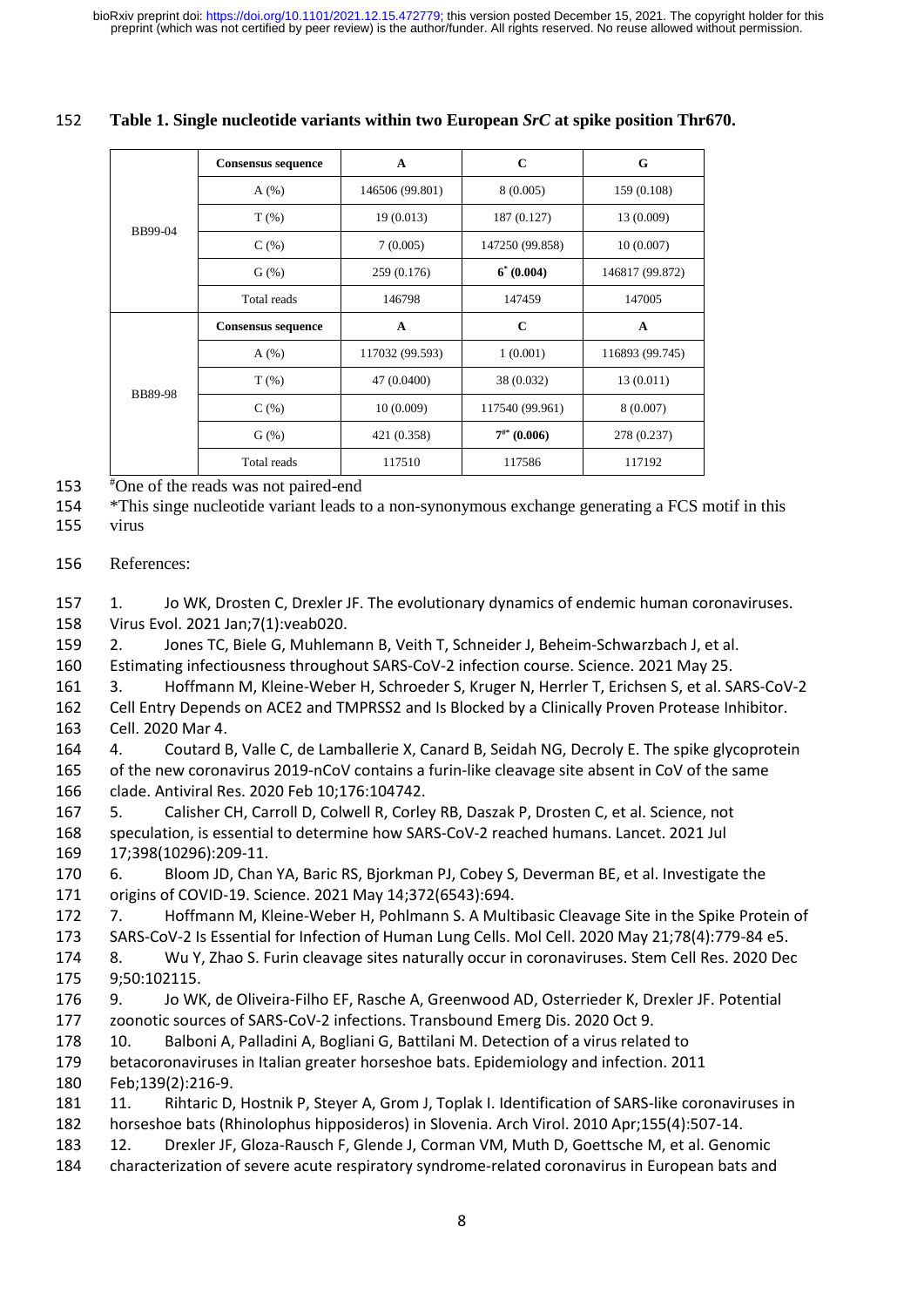**Table 1. Single nucleotide variants within two European *SrC* at spike position Thr670.**

| | Consensus sequence | A | C | G |
|---|---|---|---|---|
| BB99-04 | A (%) | 146506 (99.801) | 8 (0.005) | 159 (0.108) |
| | T (%) | 19 (0.013) | 187 (0.127) | 13 (0.009) |
| | C (%) | 7 (0.005) | 147250 (99.858) | 10 (0.007) |
| | G (%) | 259 (0.176) | **6* (0.004)** | 146817 (99.872) |
| | Total reads | 146798 | 147459 | 147005 |
| BB89-98 | **Consensus sequence** | **A** | **C** | **A** |
| | A (%) | 117032 (99.593) | 1 (0.001) | 116893 (99.745) |
| | T (%) | 47 (0.0400) | 38 (0.032) | 13 (0.011) |
| | C (%) | 10 (0.009) | 117540 (99.961) | 8 (0.007) |
| | G (%) | 421 (0.358) | **7#* (0.006)** | 278 (0.237) |
| | Total reads | 117510 | 117586 | 117192 |

#One of the reads was not paired-end

*This singe nucleotide variant leads to a non-synonymous exchange generating a FCS motif in this virus

References:

1. Jo WK, Drosten C, Drexler JF. The evolutionary dynamics of endemic human coronaviruses. Virus Evol. 2021 Jan;7(1):veab020.
2. Jones TC, Biele G, Muhlemann B, Veith T, Schneider J, Beheim-Schwarzbach J, et al. Estimating infectiousness throughout SARS-CoV-2 infection course. Science. 2021 May 25.
3. Hoffmann M, Kleine-Weber H, Schroeder S, Kruger N, Herrler T, Erichsen S, et al. SARS-CoV-2 Cell Entry Depends on ACE2 and TMPRSS2 and Is Blocked by a Clinically Proven Protease Inhibitor. Cell. 2020 Mar 4.
4. Coutard B, Valle C, de Lamballerie X, Canard B, Seidah NG, Decroly E. The spike glycoprotein of the new coronavirus 2019-nCoV contains a furin-like cleavage site absent in CoV of the same clade. Antiviral Res. 2020 Feb 10;176:104742.
5. Calisher CH, Carroll D, Colwell R, Corley RB, Daszak P, Drosten C, et al. Science, not speculation, is essential to determine how SARS-CoV-2 reached humans. Lancet. 2021 Jul 17;398(10296):209-11.
6. Bloom JD, Chan YA, Baric RS, Bjorkman PJ, Cobey S, Deverman BE, et al. Investigate the origins of COVID-19. Science. 2021 May 14;372(6543):694.
7. Hoffmann M, Kleine-Weber H, Pohlmann S. A Multibasic Cleavage Site in the Spike Protein of SARS-CoV-2 Is Essential for Infection of Human Lung Cells. Mol Cell. 2020 May 21;78(4):779-84 e5.
8. Wu Y, Zhao S. Furin cleavage sites naturally occur in coronaviruses. Stem Cell Res. 2020 Dec 9;50:102115.
9. Jo WK, de Oliveira-Filho EF, Rasche A, Greenwood AD, Osterrieder K, Drexler JF. Potential zoonotic sources of SARS-CoV-2 infections. Transbound Emerg Dis. 2020 Oct 9.
10. Balboni A, Palladini A, Bogliani G, Battilani M. Detection of a virus related to betacoronaviruses in Italian greater horseshoe bats. Epidemiology and infection. 2011 Feb;139(2):216-9.
11. Rihtaric D, Hostnik P, Steyer A, Grom J, Toplak I. Identification of SARS-like coronaviruses in horseshoe bats (Rhinolophus hipposideros) in Slovenia. Arch Virol. 2010 Apr;155(4):507-14.
12. Drexler JF, Gloza-Rausch F, Glende J, Corman VM, Muth D, Goettsche M, et al. Genomic characterization of severe acute respiratory syndrome-related coronavirus in European bats and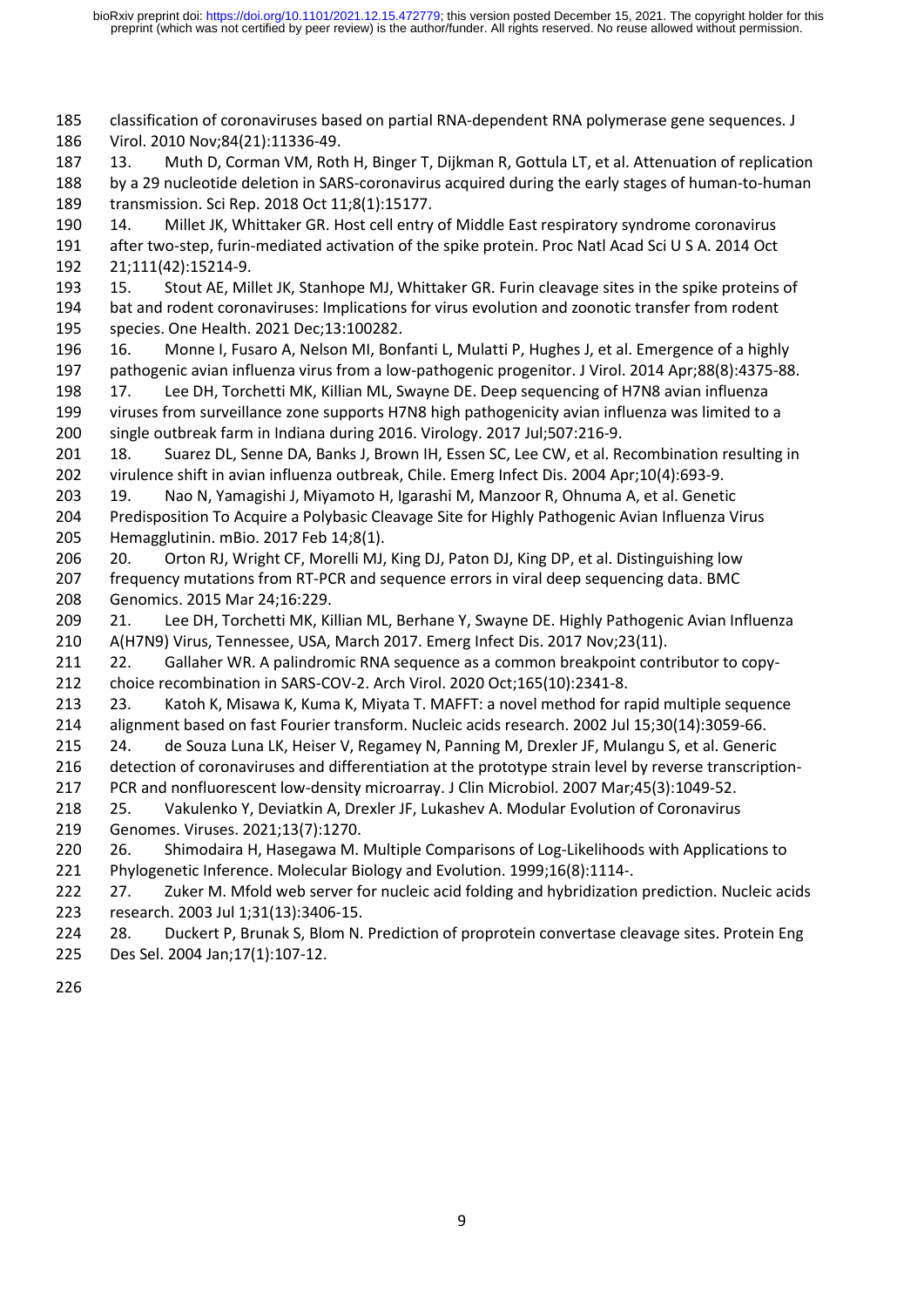classification of coronaviruses based on partial RNA-dependent RNA polymerase gene sequences. J Virol. 2010 Nov;84(21):11336-49.

13. Muth D, Corman VM, Roth H, Binger T, Dijkman R, Gottula LT, et al. Attenuation of replication by a 29 nucleotide deletion in SARS-coronavirus acquired during the early stages of human-to-human transmission. Sci Rep. 2018 Oct 11;8(1):15177.

14. Millet JK, Whittaker GR. Host cell entry of Middle East respiratory syndrome coronavirus after two-step, furin-mediated activation of the spike protein. Proc Natl Acad Sci U S A. 2014 Oct 21;111(42):15214-9.

15. Stout AE, Millet JK, Stanhope MJ, Whittaker GR. Furin cleavage sites in the spike proteins of bat and rodent coronaviruses: Implications for virus evolution and zoonotic transfer from rodent species. One Health. 2021 Dec;13:100282.

16. Monne I, Fusaro A, Nelson MI, Bonfanti L, Mulatti P, Hughes J, et al. Emergence of a highly pathogenic avian influenza virus from a low-pathogenic progenitor. J Virol. 2014 Apr;88(8):4375-88.

17. Lee DH, Torchetti MK, Killian ML, Swayne DE. Deep sequencing of H7N8 avian influenza viruses from surveillance zone supports H7N8 high pathogenicity avian influenza was limited to a single outbreak farm in Indiana during 2016. Virology. 2017 Jul;507:216-9.

18. Suarez DL, Senne DA, Banks J, Brown IH, Essen SC, Lee CW, et al. Recombination resulting in virulence shift in avian influenza outbreak, Chile. Emerg Infect Dis. 2004 Apr;10(4):693-9.

19. Nao N, Yamagishi J, Miyamoto H, Igarashi M, Manzoor R, Ohnuma A, et al. Genetic Predisposition To Acquire a Polybasic Cleavage Site for Highly Pathogenic Avian Influenza Virus Hemagglutinin. mBio. 2017 Feb 14;8(1).

20. Orton RJ, Wright CF, Morelli MJ, King DJ, Paton DJ, King DP, et al. Distinguishing low frequency mutations from RT-PCR and sequence errors in viral deep sequencing data. BMC Genomics. 2015 Mar 24;16:229.

21. Lee DH, Torchetti MK, Killian ML, Berhane Y, Swayne DE. Highly Pathogenic Avian Influenza A(H7N9) Virus, Tennessee, USA, March 2017. Emerg Infect Dis. 2017 Nov;23(11).

22. Gallaher WR. A palindromic RNA sequence as a common breakpoint contributor to copy-choice recombination in SARS-COV-2. Arch Virol. 2020 Oct;165(10):2341-8.

23. Katoh K, Misawa K, Kuma K, Miyata T. MAFFT: a novel method for rapid multiple sequence alignment based on fast Fourier transform. Nucleic acids research. 2002 Jul 15;30(14):3059-66.

24. de Souza Luna LK, Heiser V, Regamey N, Panning M, Drexler JF, Mulangu S, et al. Generic detection of coronaviruses and differentiation at the prototype strain level by reverse transcription-PCR and nonfluorescent low-density microarray. J Clin Microbiol. 2007 Mar;45(3):1049-52.

25. Vakulenko Y, Deviatkin A, Drexler JF, Lukashev A. Modular Evolution of Coronavirus Genomes. Viruses. 2021;13(7):1270.

26. Shimodaira H, Hasegawa M. Multiple Comparisons of Log-Likelihoods with Applications to Phylogenetic Inference. Molecular Biology and Evolution. 1999;16(8):1114-.

27. Zuker M. Mfold web server for nucleic acid folding and hybridization prediction. Nucleic acids research. 2003 Jul 1;31(13):3406-15.

28. Duckert P, Brunak S, Blom N. Prediction of proprotein convertase cleavage sites. Protein Eng Des Sel. 2004 Jan;17(1):107-12.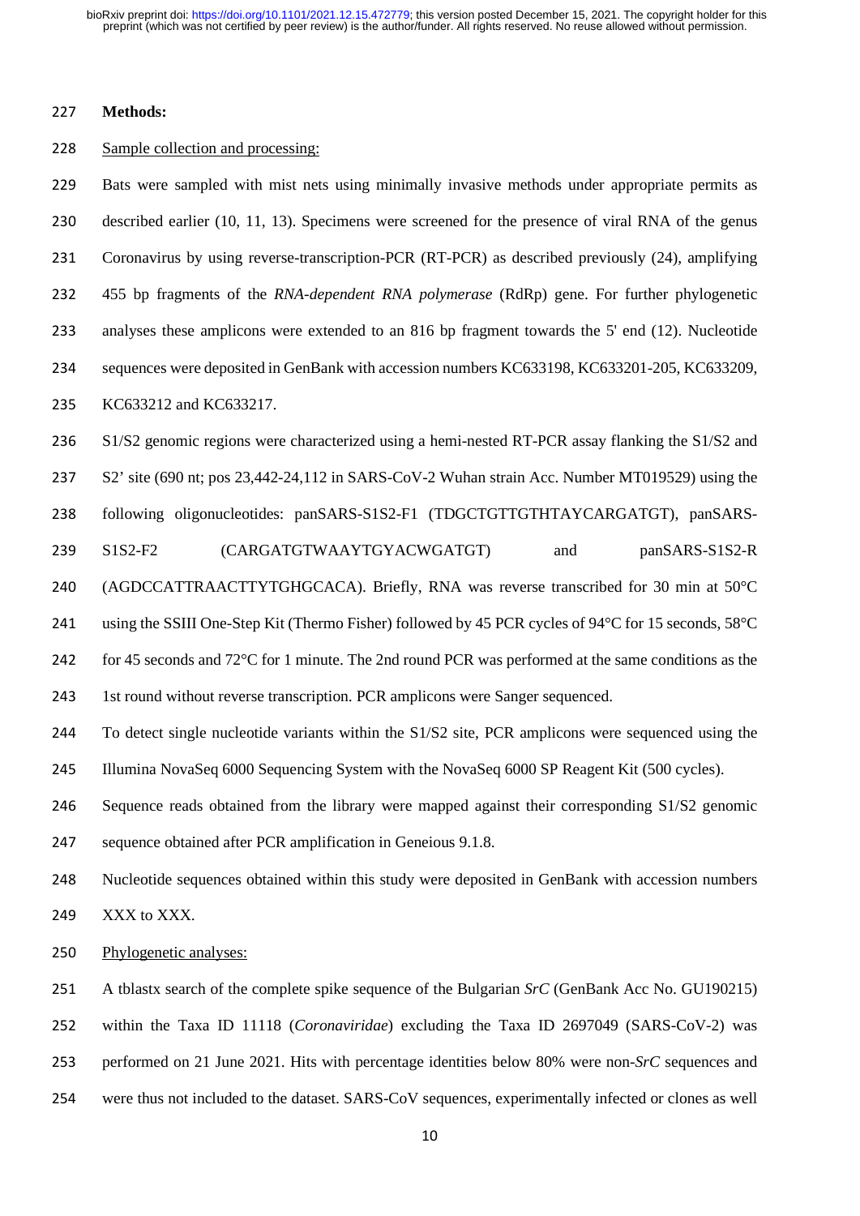**Methods:**

Sample collection and processing:

Bats were sampled with mist nets using minimally invasive methods under appropriate permits as described earlier (10, 11, 13). Specimens were screened for the presence of viral RNA of the genus Coronavirus by using reverse-transcription-PCR (RT-PCR) as described previously (24), amplifying 455 bp fragments of the *RNA-dependent RNA polymerase* (RdRp) gene. For further phylogenetic analyses these amplicons were extended to an 816 bp fragment towards the 5' end (12). Nucleotide sequences were deposited in GenBank with accession numbers KC633198, KC633201-205, KC633209, KC633212 and KC633217.

S1/S2 genomic regions were characterized using a hemi-nested RT-PCR assay flanking the S1/S2 and S2' site (690 nt; pos 23,442-24,112 in SARS-CoV-2 Wuhan strain Acc. Number MT019529) using the following oligonucleotides: panSARS-S1S2-F1 (TDGCTGTTGTHTAYCARGATGT), panSARS-S1S2-F2 (CARGATGTWAAYTGYACWGATGT) and panSARS-S1S2-R (AGDCCATTRAACTTYTGHGCACA). Briefly, RNA was reverse transcribed for 30 min at 50°C using the SSIII One-Step Kit (Thermo Fisher) followed by 45 PCR cycles of 94°C for 15 seconds, 58°C for 45 seconds and 72°C for 1 minute. The 2nd round PCR was performed at the same conditions as the 1st round without reverse transcription. PCR amplicons were Sanger sequenced.

To detect single nucleotide variants within the S1/S2 site, PCR amplicons were sequenced using the Illumina NovaSeq 6000 Sequencing System with the NovaSeq 6000 SP Reagent Kit (500 cycles).

Sequence reads obtained from the library were mapped against their corresponding S1/S2 genomic sequence obtained after PCR amplification in Geneious 9.1.8.

Nucleotide sequences obtained within this study were deposited in GenBank with accession numbers XXX to XXX.

Phylogenetic analyses:

A tblastx search of the complete spike sequence of the Bulgarian *SrC* (GenBank Acc No. GU190215) within the Taxa ID 11118 (*Coronaviridae*) excluding the Taxa ID 2697049 (SARS-CoV-2) was performed on 21 June 2021. Hits with percentage identities below 80% were non-*SrC* sequences and were thus not included to the dataset. SARS-CoV sequences, experimentally infected or clones as well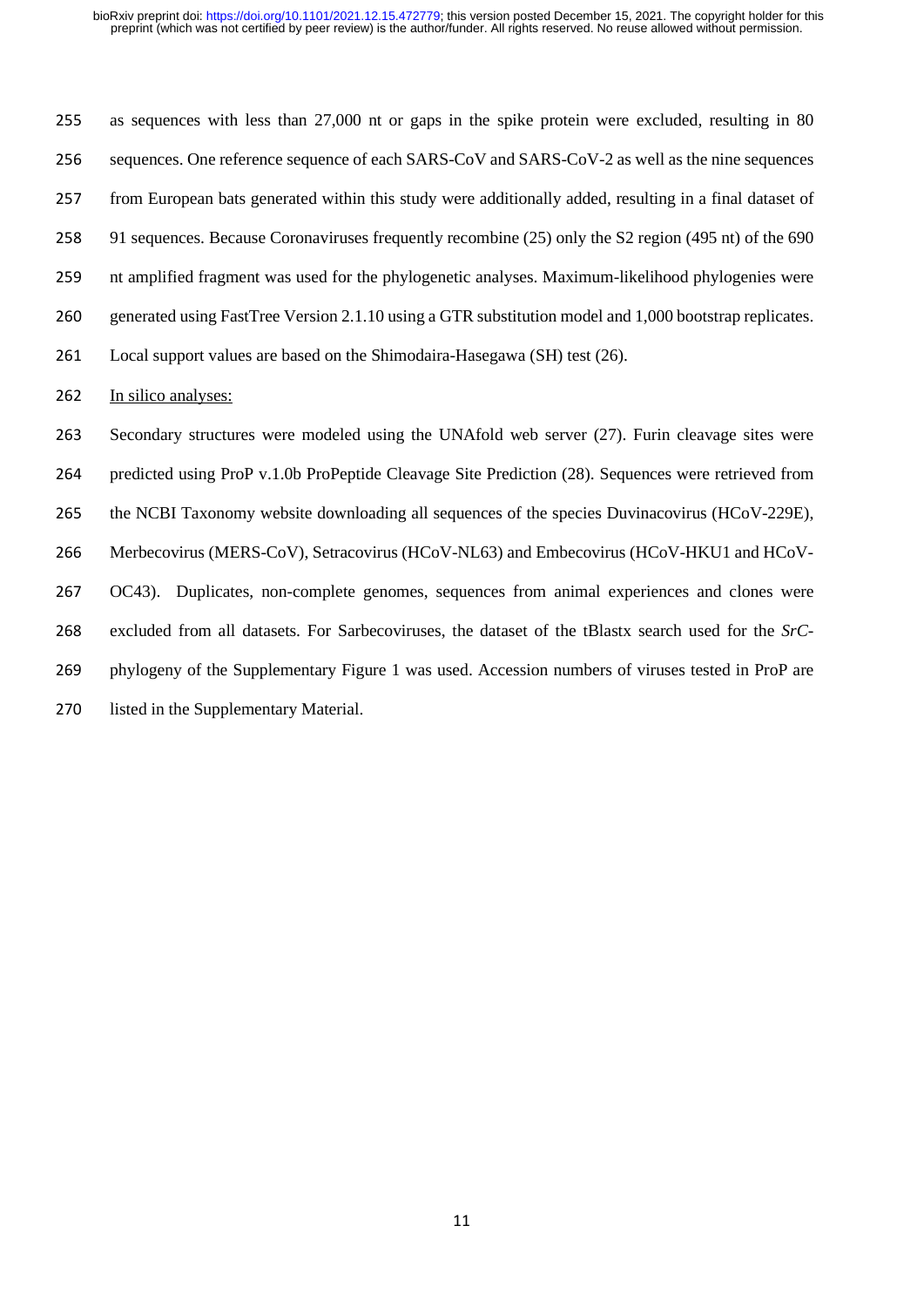as sequences with less than 27,000 nt or gaps in the spike protein were excluded, resulting in 80 sequences. One reference sequence of each SARS-CoV and SARS-CoV-2 as well as the nine sequences from European bats generated within this study were additionally added, resulting in a final dataset of 91 sequences. Because Coronaviruses frequently recombine (25) only the S2 region (495 nt) of the 690 nt amplified fragment was used for the phylogenetic analyses. Maximum-likelihood phylogenies were generated using FastTree Version 2.1.10 using a GTR substitution model and 1,000 bootstrap replicates. Local support values are based on the Shimodaira-Hasegawa (SH) test (26).

In silico analyses:

Secondary structures were modeled using the UNAfold web server (27). Furin cleavage sites were predicted using ProP v.1.0b ProPeptide Cleavage Site Prediction (28). Sequences were retrieved from the NCBI Taxonomy website downloading all sequences of the species Duvinacovirus (HCoV-229E), Merbecovirus (MERS-CoV), Setracovirus (HCoV-NL63) and Embecovirus (HCoV-HKU1 and HCoV-OC43). Duplicates, non-complete genomes, sequences from animal experiences and clones were excluded from all datasets. For Sarbecoviruses, the dataset of the tBlastx search used for the *SrC*-phylogeny of the Supplementary Figure 1 was used. Accession numbers of viruses tested in ProP are listed in the Supplementary Material.